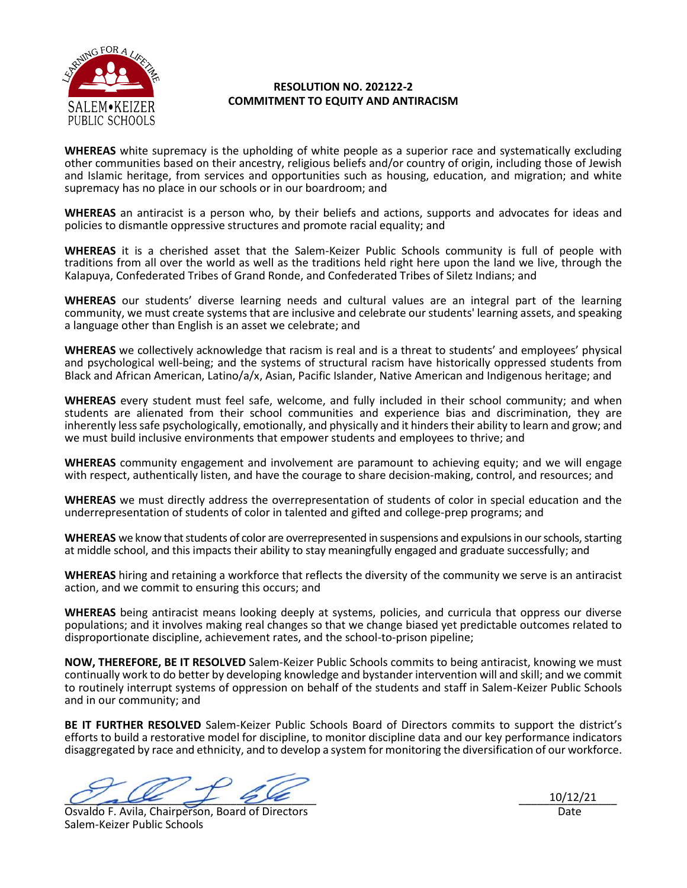# RESOLUTION NO. 202122-2
# COMMITMENT TO EQUITY AND ANTIRACISM

**WHEREAS** white supremacy is the upholding of white people as a superior race and systematically excluding other communities based on their ancestry, religious beliefs and/or country of origin, including those of Jewish and Islamic heritage, from services and opportunities such as housing, education, and migration; and white supremacy has no place in our schools or in our boardroom; and

**WHEREAS** an antiracist is a person who, by their beliefs and actions, supports and advocates for ideas and policies to dismantle oppressive structures and promote racial equality; and

**WHEREAS** it is a cherished asset that the Salem-Keizer Public Schools community is full of people with traditions from all over the world as well as the traditions held right here upon the land we live, through the Kalapuya, Confederated Tribes of Grand Ronde, and Confederated Tribes of Siletz Indians; and

**WHEREAS** our students' diverse learning needs and cultural values are an integral part of the learning community, we must create systems that are inclusive and celebrate our students' learning assets, and speaking a language other than English is an asset we celebrate; and

**WHEREAS** we collectively acknowledge that racism is real and is a threat to students' and employees' physical and psychological well-being; and the systems of structural racism have historically oppressed students from Black and African American, Latino/a/x, Asian, Pacific Islander, Native American and Indigenous heritage; and

**WHEREAS** every student must feel safe, welcome, and fully included in their school community; and when students are alienated from their school communities and experience bias and discrimination, they are inherently less safe psychologically, emotionally, and physically and it hinders their ability to learn and grow; and we must build inclusive environments that empower students and employees to thrive; and

**WHEREAS** community engagement and involvement are paramount to achieving equity; and we will engage with respect, authentically listen, and have the courage to share decision-making, control, and resources; and

**WHEREAS** we must directly address the overrepresentation of students of color in special education and the underrepresentation of students of color in talented and gifted and college-prep programs; and

**WHEREAS** we know that students of color are overrepresented in suspensions and expulsions in our schools, starting at middle school, and this impacts their ability to stay meaningfully engaged and graduate successfully; and

**WHEREAS** hiring and retaining a workforce that reflects the diversity of the community we serve is an antiracist action, and we commit to ensuring this occurs; and

**WHEREAS** being antiracist means looking deeply at systems, policies, and curricula that oppress our diverse populations; and it involves making real changes so that we change biased yet predictable outcomes related to disproportionate discipline, achievement rates, and the school-to-prison pipeline;

**NOW, THEREFORE, BE IT RESOLVED** Salem-Keizer Public Schools commits to being antiracist, knowing we must continually work to do better by developing knowledge and bystander intervention will and skill; and we commit to routinely interrupt systems of oppression on behalf of the students and staff in Salem-Keizer Public Schools and in our community; and

**BE IT FURTHER RESOLVED** Salem-Keizer Public Schools Board of Directors commits to support the district's efforts to build a restorative model for discipline, to monitor discipline data and our key performance indicators disaggregated by race and ethnicity, and to develop a system for monitoring the diversification of our workforce.

Osvaldo F. Avila, Chairperson, Board of Directors
Salem-Keizer Public Schools

10/12/21
Date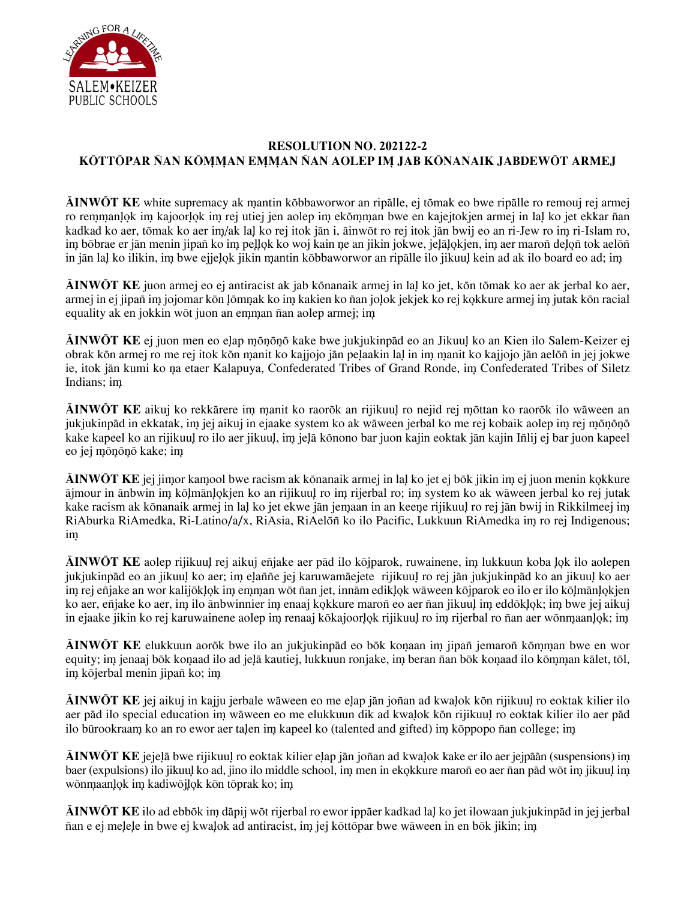**RESOLUTION NO. 202122-2**
**KŌTTŌPAR ÑAN KŌṂṂAN EṂṂAN ÑAN AOLEP IṂ JAB KŌNANAIK JABDEWŌT ARMEJ**

**ĀINWŌT KE** white supremacy ak ṃantin kōbbaworwor an ripālle, ej tōmak eo bwe ripālle ro remouj rej armej ro reṃṃanļọk iṃ kajoorļọk iṃ rej utiej jen aolep iṃ ekōṃṃan bwe en kajejtokjen armej in laļ ko jet ekkar ñan kadkad ko aer, tōmak ko aer iṃ/ak laļ ko rej itok jān i, āinwōt ro rej itok jān bwij eo an ri-Jew ro iṃ ri-Islam ro, iṃ bōbrae er jān menin jipañ ko iṃ peļļọk ko woj kain ṇe an jikin jokwe, jeļāļọkjen, iṃ aer maroñ deļọñ tok aelōñ in jān laļ ko ilikin, iṃ bwe ejjeļọk jikin ṃantin kōbbaworwor an ripālle ilo jikuuļ kein ad ak ilo board eo ad; iṃ

**ĀINWŌT KE** juon armej eo ej antiracist ak jab kōnanaik armej in laļ ko jet, kōn tōmak ko aer ak jerbal ko aer, armej in ej jipañ iṃ jojomar kōn ļōmṇak ko iṃ kakien ko ñan joļok jekjek ko rej kọkkure armej iṃ jutak kōn racial equality ak en jokkin wōt juon an eṃṃan ñan aolep armej; iṃ

**ĀINWŌT KE** ej juon men eo eļap ṃōņōṇō kake bwe jukjukinpād eo an Jikuuļ ko an Kien ilo Salem-Keizer ej obrak kōn armej ro me rej itok kōn ṃanit ko kajjojo jān peļaakin laļ in iṃ ṃanit ko kajjojo jān aelōñ in jej jokwe ie, itok jān kumi ko ṇa etaer Kalapuya, Confederated Tribes of Grand Ronde, iṃ Confederated Tribes of Siletz Indians; iṃ

**ĀINWŌT KE** aikuj ko rekkārere iṃ ṃanit ko raorōk an rijikuuļ ro nejid rej ṃōttan ko raorōk ilo wāween an jukjukinpād in ekkatak, iṃ jej aikuj in ejaake system ko ak wāween jerbal ko me rej kobaik aolep iṃ rej ṃōņōṇō kake kapeel ko an rijikuuļ ro ilo aer jikuuļ, iṃ jeļā kōnono bar juon kajin eoktak jān kajin Iñlij ej bar juon kapeel eo jej ṃōņōṇō kake; iṃ

**ĀINWŌT KE** jej jiṃor kaṃool bwe racism ak kōnanaik armej in laļ ko jet ej bōk jikin iṃ ej juon menin kọkkure ājmour in ānbwin iṃ kōļmānļọkjen ko an rijikuuļ ro iṃ rijerbal ro; iṃ system ko ak wāween jerbal ko rej jutak kake racism ak kōnanaik armej in laļ ko jet ekwe jān jeṃaan in an keeṇe rijikuuļ ro rej jān bwij in Rikkilmeej iṃ RiAburka RiAmedka, Ri-Latino/a/x, RiAsia, RiAelōñ ko ilo Pacific, Lukkuun RiAmedka iṃ ro rej Indigenous; iṃ

**ĀINWŌT KE** aolep rijikuuļ rej aikuj eñjake aer pād ilo kōjparok, ruwainene, iṃ lukkuun koba ļọk ilo aolepen jukjukinpād eo an jikuuļ ko aer; iṃ eļaññe jej karuwamāejete rijikuuļ ro rej jān jukjukinpād ko an jikuuļ ko aer iṃ rej eñjake an wor kalijōkļọk iṃ eṃṃan wōt ñan jet, innām edikļọk wāween kōjparok eo ilo er ilo kōļmānļọkjen ko aer, eñjake ko aer, iṃ ilo ānbwinnier iṃ enaaj kọkkure maroñ eo aer ñan jikuuļ iṃ eddōkļọk; iṃ bwe jej aikuj in ejaake jikin ko rej karuwainene aolep iṃ renaaj kōkajoorļọk rijikuuļ ro iṃ rijerbal ro ñan aer wōnṃaanļọk; iṃ

**ĀINWŌT KE** elukkuun aorōk bwe ilo an jukjukinpād eo bōk koṇaan iṃ jipañ jemaroñ kōṃṃan bwe en wor equity; iṃ jenaaj bōk koṇaad ilo ad jeļā kautiej, lukkuun ronjake, iṃ beran ñan bōk koṇaad ilo kōṃṃan kālet, tōl, iṃ kōjerbal menin jipañ ko; iṃ

**ĀINWŌT KE** jej aikuj in kajju jerbale wāween eo me eļap jān joñan ad kwaļok kōn rijikuuļ ro eoktak kilier ilo aer pād ilo special education iṃ wāween eo me elukkuun dik ad kwaļok kōn rijikuuļ ro eoktak kilier ilo aer pād ilo būrookraaṃ ko an ro ewor aer taļen iṃ kapeel ko (talented and gifted) iṃ kōppopo ñan college; iṃ

**ĀINWŌT KE** jejeļā bwe rijikuuļ ro eoktak kilier eļap jān joñan ad kwaļok kake er ilo aer jejpāān (suspensions) iṃ baer (expulsions) ilo jikuuļ ko ad, jino ilo middle school, iṃ men in ekọkkure maroñ eo aer ñan pād wōt iṃ jikuuļ iṃ wōnṃaanļọk iṃ kadiwōjļọk kōn tōprak ko; iṃ

**ĀINWŌT KE** ilo ad ebbōk iṃ dāpij wōt rijerbal ro ewor ippāer kadkad laļ ko jet ilowaan jukjukinpād in jej jerbal ñan e ej meļeļe in bwe ej kwaļok ad antiracist, iṃ jej kōttōpar bwe wāween in en bōk jikin; iṃ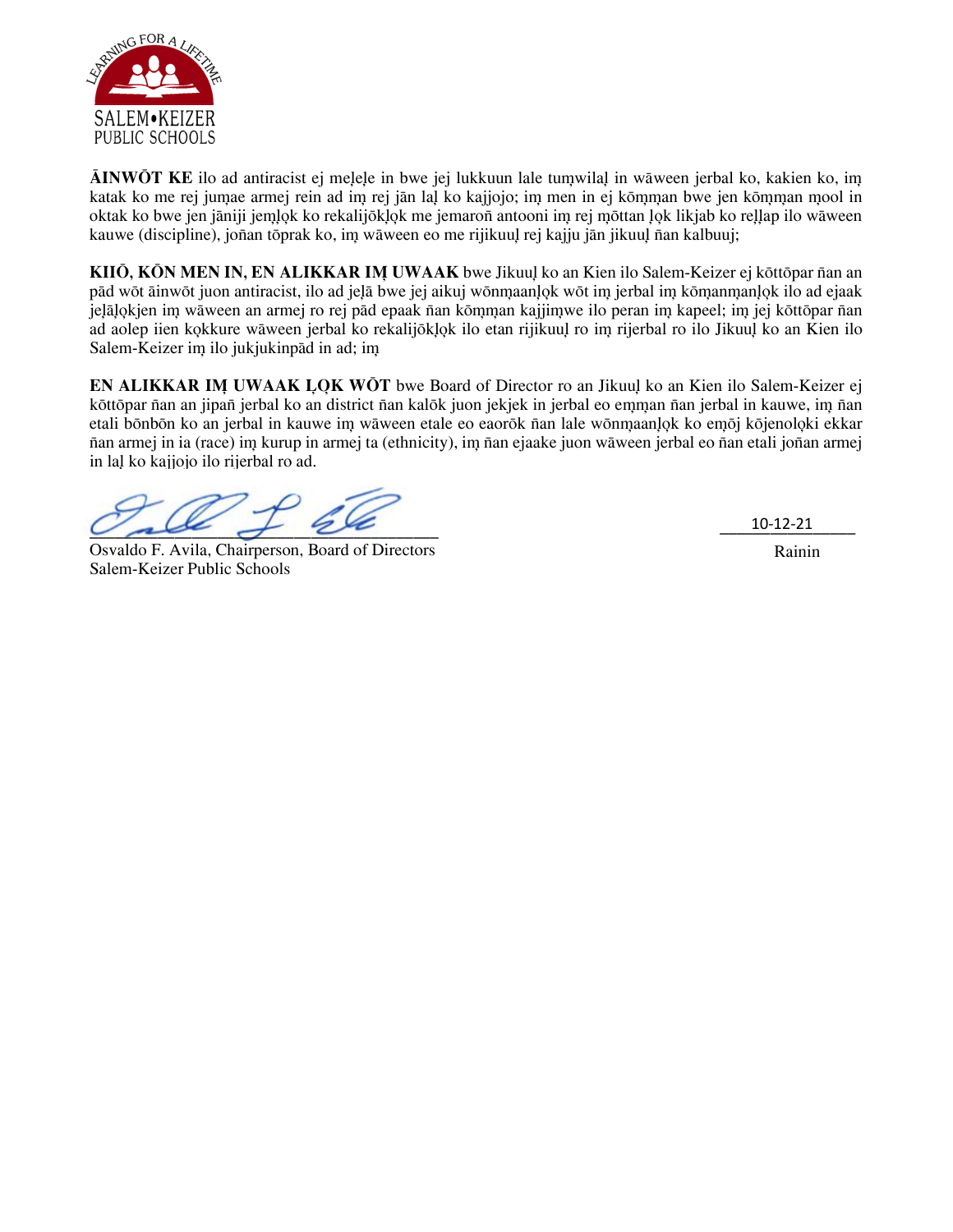**ĀINWŌT KE** ilo ad antiracist ej meļeļe in bwe jej lukkuun lale tuṃwilaļ in wāween jerbal ko, kakien ko, iṃ katak ko me rej juṃae armej rein ad iṃ rej jān laļ ko kajjojo; iṃ men in ej kōṃṃan bwe jen kōṃṃan ṃool in oktak ko bwe jen jāniji jeṃļọk ko rekalijōkļọk me jemaroñ antooni iṃ rej ṃōttan ļọk likjab ko reļļap ilo wāween kauwe (discipline), joñan tōprak ko, iṃ wāween eo me rijikuuļ rej kajju jān jikuuļ ñan kalbuuj;

**KIIŌ, KŌN MEN IN, EN ALIKKAR IṂ UWAAK** bwe Jikuuļ ko an Kien ilo Salem-Keizer ej kōttōpar ñan an pād wōt āinwōt juon antiracist, ilo ad jeļā bwe jej aikuj wōnṃaanļọk wōt iṃ jerbal iṃ kōṃanṃanļọk ilo ad ejaak jeļāļọkjen iṃ wāween an armej ro rej pād epaak ñan kōṃṃan kajjiṃwe ilo peran iṃ kapeel; iṃ jej kōttōpar ñan ad aolep iien kọkkure wāween jerbal ko rekalijōkļọk ilo etan rijikuuļ ro iṃ rijerbal ro ilo Jikuuļ ko an Kien ilo Salem-Keizer iṃ ilo jukjukinpād in ad; iṃ

**EN ALIKKAR IṂ UWAAK ĻỌK WŌT** bwe Board of Director ro an Jikuuļ ko an Kien ilo Salem-Keizer ej kōttōpar ñan an jipañ jerbal ko an district ñan kalōk juon jekjek in jerbal eo eṃṃan ñan jerbal in kauwe, iṃ ñan etali bōnbōn ko an jerbal in kauwe iṃ wāween etale eo eaorōk ñan lale wōnṃaanļọk ko eṃōj kōjenoļọki ekkar ñan armej in ia (race) iṃ kurup in armej ta (ethnicity), iṃ ñan ejaake juon wāween jerbal eo ñan etali joñan armej in laļ ko kajjojo ilo rijerbal ro ad.

Osvaldo F. Avila, Chairperson, Board of Directors
Salem-Keizer Public Schools

10-12-21
Rainin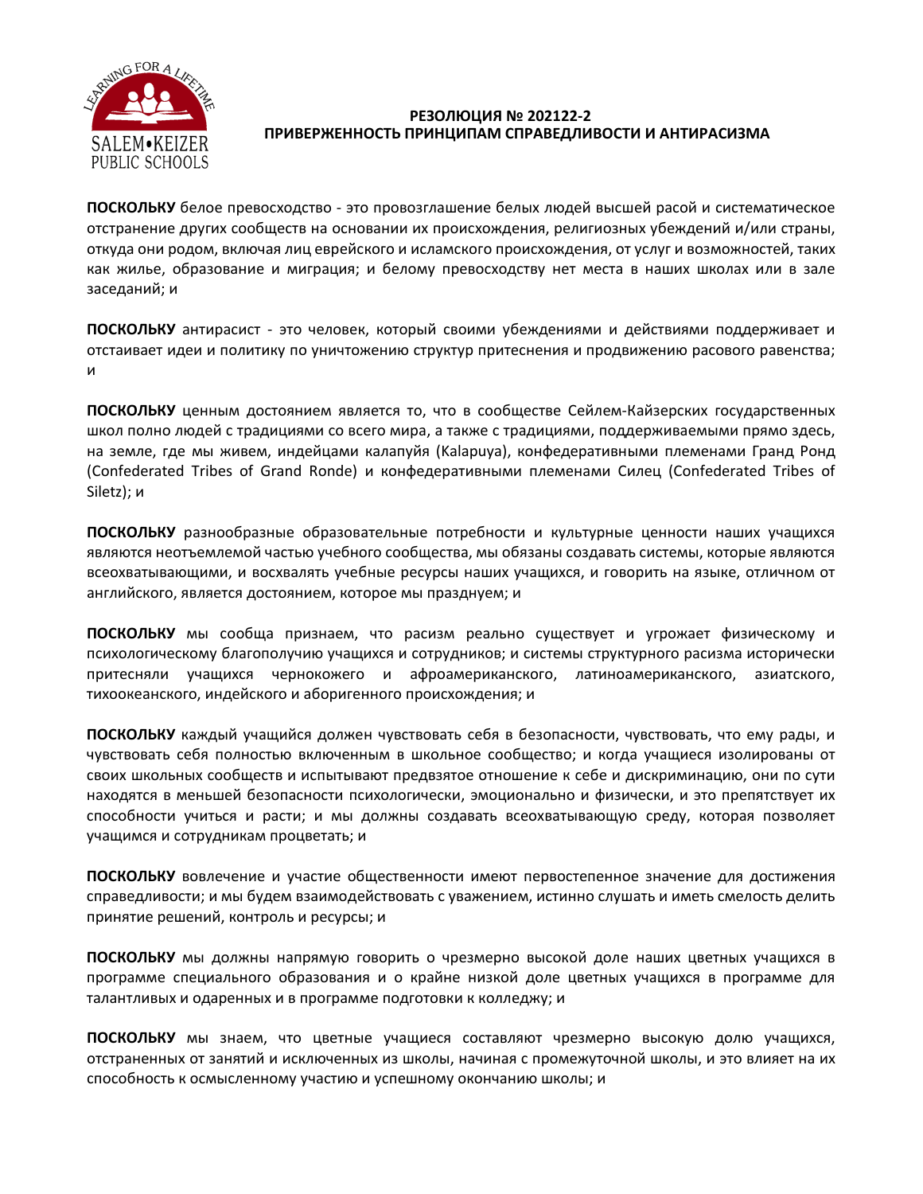**РЕЗОЛЮЦИЯ № 202122-2**
**ПРИВЕРЖЕННОСТЬ ПРИНЦИПАМ СПРАВЕДЛИВОСТИ И АНТИРАСИЗМА**

**ПОСКОЛЬКУ** белое превосходство - это провозглашение белых людей высшей расой и систематическое отстранение других сообществ на основании их происхождения, религиозных убеждений и/или страны, откуда они родом, включая лиц еврейского и исламского происхождения, от услуг и возможностей, таких как жилье, образование и миграция; и белому превосходству нет места в наших школах или в зале заседаний; и

**ПОСКОЛЬКУ** антирасист - это человек, который своими убеждениями и действиями поддерживает и отстаивает идеи и политику по уничтожению структур притеснения и продвижению расового равенства; и

**ПОСКОЛЬКУ** ценным достоянием является то, что в сообществе Сейлем-Кайзерских государственных школ полно людей с традициями со всего мира, а также с традициями, поддерживаемыми прямо здесь, на земле, где мы живем, индейцами калапуйя (Kalapuya), конфедеративными племенами Гранд Ронд (Confederated Tribes of Grand Ronde) и конфедеративными племенами Силец (Confederated Tribes of Siletz); и

**ПОСКОЛЬКУ** разнообразные образовательные потребности и культурные ценности наших учащихся являются неотъемлемой частью учебного сообщества, мы обязаны создавать системы, которые являются всеохватывающими, и восхвалять учебные ресурсы наших учащихся, и говорить на языке, отличном от английского, является достоянием, которое мы празднуем; и

**ПОСКОЛЬКУ** мы сообща признаем, что расизм реально существует и угрожает физическому и психологическому благополучию учащихся и сотрудников; и системы структурного расизма исторически притесняли учащихся чернокожего и афроамериканского, латиноамериканского, азиатского, тихоокеанского, индейского и аборигенного происхождения; и

**ПОСКОЛЬКУ** каждый учащийся должен чувствовать себя в безопасности, чувствовать, что ему рады, и чувствовать себя полностью включенным в школьное сообщество; и когда учащиеся изолированы от своих школьных сообществ и испытывают предвзятое отношение к себе и дискриминацию, они по сути находятся в меньшей безопасности психологически, эмоционально и физически, и это препятствует их способности учиться и расти; и мы должны создавать всеохватывающую среду, которая позволяет учащимся и сотрудникам процветать; и

**ПОСКОЛЬКУ** вовлечение и участие общественности имеют первостепенное значение для достижения справедливости; и мы будем взаимодействовать с уважением, истинно слушать и иметь смелость делить принятие решений, контроль и ресурсы; и

**ПОСКОЛЬКУ** мы должны напрямую говорить о чрезмерно высокой доле наших цветных учащихся в программе специального образования и о крайне низкой доле цветных учащихся в программе для талантливых и одаренных и в программе подготовки к колледжу; и

**ПОСКОЛЬКУ** мы знаем, что цветные учащиеся составляют чрезмерно высокую долю учащихся, отстраненных от занятий и исключенных из школы, начиная с промежуточной школы, и это влияет на их способность к осмысленному участию и успешному окончанию школы; и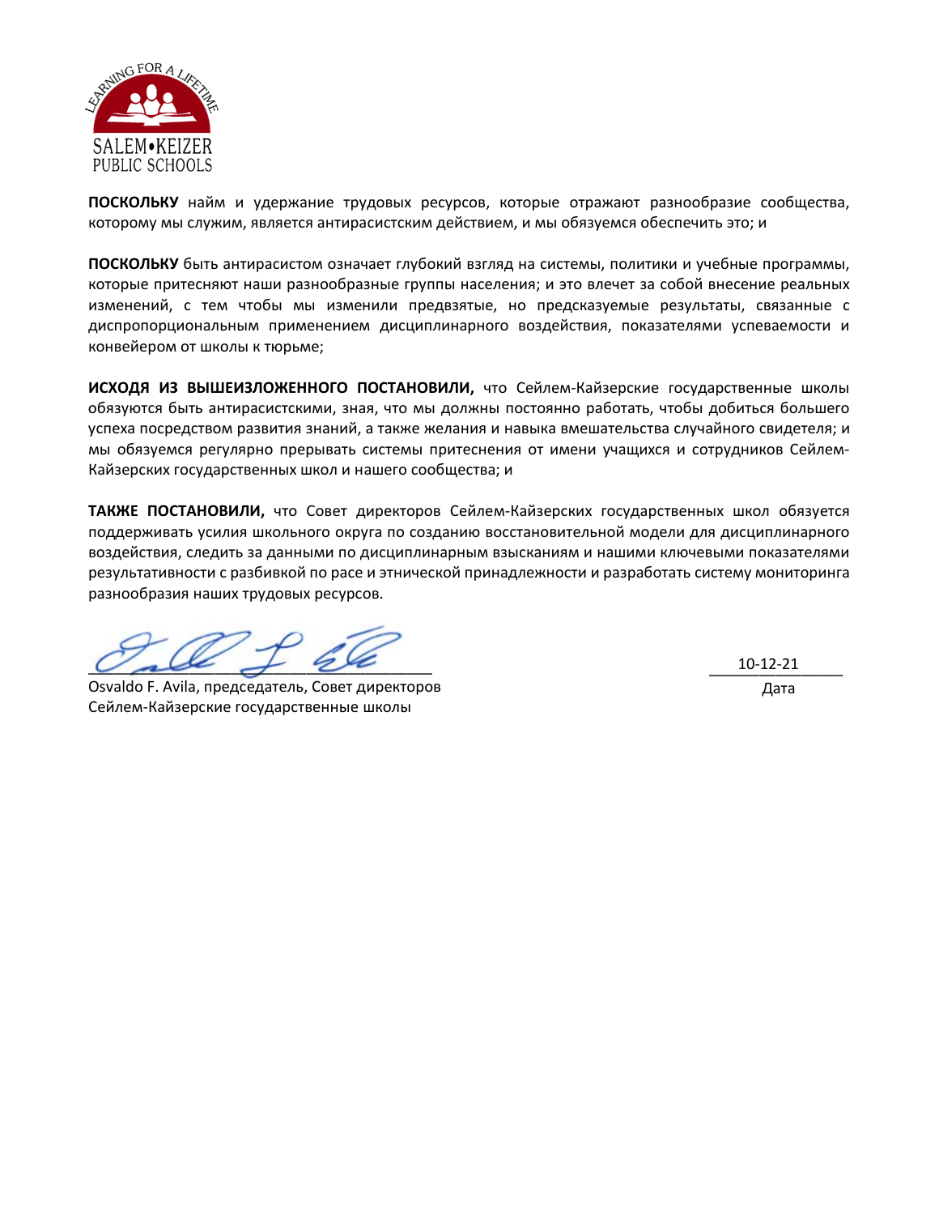**ПОСКОЛЬКУ** найм и удержание трудовых ресурсов, которые отражают разнообразие сообщества, которому мы служим, является антирасистским действием, и мы обязуемся обеспечить это; и

**ПОСКОЛЬКУ** быть антирасистом означает глубокий взгляд на системы, политики и учебные программы, которые притесняют наши разнообразные группы населения; и это влечет за собой внесение реальных изменений, с тем чтобы мы изменили предвзятые, но предсказуемые результаты, связанные с диспропорциональным применением дисциплинарного воздействия, показателями успеваемости и конвейером от школы к тюрьме;

**ИСХОДЯ ИЗ ВЫШЕИЗЛОЖЕННОГО ПОСТАНОВИЛИ,** что Сейлем-Кайзерские государственные школы обязуются быть антирасистскими, зная, что мы должны постоянно работать, чтобы добиться большего успеха посредством развития знаний, а также желания и навыка вмешательства случайного свидетеля; и мы обязуемся регулярно прерывать системы притеснения от имени учащихся и сотрудников Сейлем-Кайзерских государственных школ и нашего сообщества; и

**ТАКЖЕ ПОСТАНОВИЛИ,** что Совет директоров Сейлем-Кайзерских государственных школ обязуется поддерживать усилия школьного округа по созданию восстановительной модели для дисциплинарного воздействия, следить за данными по дисциплинарным взысканиям и нашими ключевыми показателями результативности с разбивкой по расе и этнической принадлежности и разработать систему мониторинга разнообразия наших трудовых ресурсов.

______________________________________ 10-12-21

Osvaldo F. Avila, председатель, Совет директоров Сейлем-Кайзерские государственные школы

Дата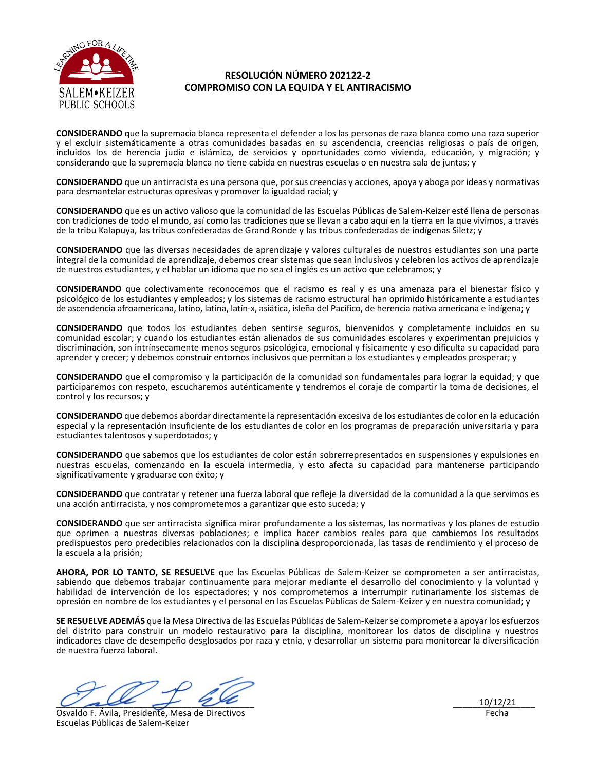SALEM•KEIZER PUBLIC SCHOOLS
LEARNING FOR A LIFETIME

# RESOLUCIÓN NÚMERO 202122-2
# COMPROMISO CON LA EQUIDA Y EL ANTIRACISMO

**CONSIDERANDO** que la supremacía blanca representa el defender a los las personas de raza blanca como una raza superior y el excluir sistemáticamente a otras comunidades basadas en su ascendencia, creencias religiosas o país de origen, incluidos los de herencia judía e islámica, de servicios y oportunidades como vivienda, educación, y migración; y considerando que la supremacía blanca no tiene cabida en nuestras escuelas o en nuestra sala de juntas; y

**CONSIDERANDO** que un antirracista es una persona que, por sus creencias y acciones, apoya y aboga por ideas y normativas para desmantelar estructuras opresivas y promover la igualdad racial; y

**CONSIDERANDO** que es un activo valioso que la comunidad de las Escuelas Públicas de Salem-Keizer esté llena de personas con tradiciones de todo el mundo, así como las tradiciones que se llevan a cabo aquí en la tierra en la que vivimos, a través de la tribu Kalapuya, las tribus confederadas de Grand Ronde y las tribus confederadas de indígenas Siletz; y

**CONSIDERANDO** que las diversas necesidades de aprendizaje y valores culturales de nuestros estudiantes son una parte integral de la comunidad de aprendizaje, debemos crear sistemas que sean inclusivos y celebren los activos de aprendizaje de nuestros estudiantes, y el hablar un idioma que no sea el inglés es un activo que celebramos; y

**CONSIDERANDO** que colectivamente reconocemos que el racismo es real y es una amenaza para el bienestar físico y psicológico de los estudiantes y empleados; y los sistemas de racismo estructural han oprimido históricamente a estudiantes de ascendencia afroamericana, latino, latina, latín-x, asiática, isleña del Pacífico, de herencia nativa americana e indígena; y

**CONSIDERANDO** que todos los estudiantes deben sentirse seguros, bienvenidos y completamente incluidos en su comunidad escolar; y cuando los estudiantes están alienados de sus comunidades escolares y experimentan prejuicios y discriminación, son intrínsecamente menos seguros psicológica, emocional y físicamente y eso dificulta su capacidad para aprender y crecer; y debemos construir entornos inclusivos que permitan a los estudiantes y empleados prosperar; y

**CONSIDERANDO** que el compromiso y la participación de la comunidad son fundamentales para lograr la equidad; y que participaremos con respeto, escucharemos auténticamente y tendremos el coraje de compartir la toma de decisiones, el control y los recursos; y

**CONSIDERANDO** que debemos abordar directamente la representación excesiva de los estudiantes de color en la educación especial y la representación insuficiente de los estudiantes de color en los programas de preparación universitaria y para estudiantes talentosos y superdotados; y

**CONSIDERANDO** que sabemos que los estudiantes de color están sobrerrepresentados en suspensiones y expulsiones en nuestras escuelas, comenzando en la escuela intermedia, y esto afecta su capacidad para mantenerse participando significativamente y graduarse con éxito; y

**CONSIDERANDO** que contratar y retener una fuerza laboral que refleje la diversidad de la comunidad a la que servimos es una acción antirracista, y nos comprometemos a garantizar que esto suceda; y

**CONSIDERANDO** que ser antirracista significa mirar profundamente a los sistemas, las normativas y los planes de estudio que oprimen a nuestras diversas poblaciones; e implica hacer cambios reales para que cambiemos los resultados predispuestos pero predecibles relacionados con la disciplina desproporcionada, las tasas de rendimiento y el proceso de la escuela a la prisión;

**AHORA, POR LO TANTO, SE RESUELVE** que las Escuelas Públicas de Salem-Keizer se comprometen a ser antirracistas, sabiendo que debemos trabajar continuamente para mejorar mediante el desarrollo del conocimiento y la voluntad y habilidad de intervención de los espectadores; y nos comprometemos a interrumpir rutinariamente los sistemas de opresión en nombre de los estudiantes y el personal en las Escuelas Públicas de Salem-Keizer y en nuestra comunidad; y

**SE RESUELVE ADEMÁS** que la Mesa Directiva de las Escuelas Públicas de Salem-Keizer se compromete a apoyar los esfuerzos del distrito para construir un modelo restaurativo para la disciplina, monitorear los datos de disciplina y nuestros indicadores clave de desempeño desglosados por raza y etnia, y desarrollar un sistema para monitorear la diversificación de nuestra fuerza laboral.

_________________________________
Osvaldo F. Ávila, Presidente, Mesa de Directivos
Escuelas Públicas de Salem-Keizer

10/12/21
Fecha